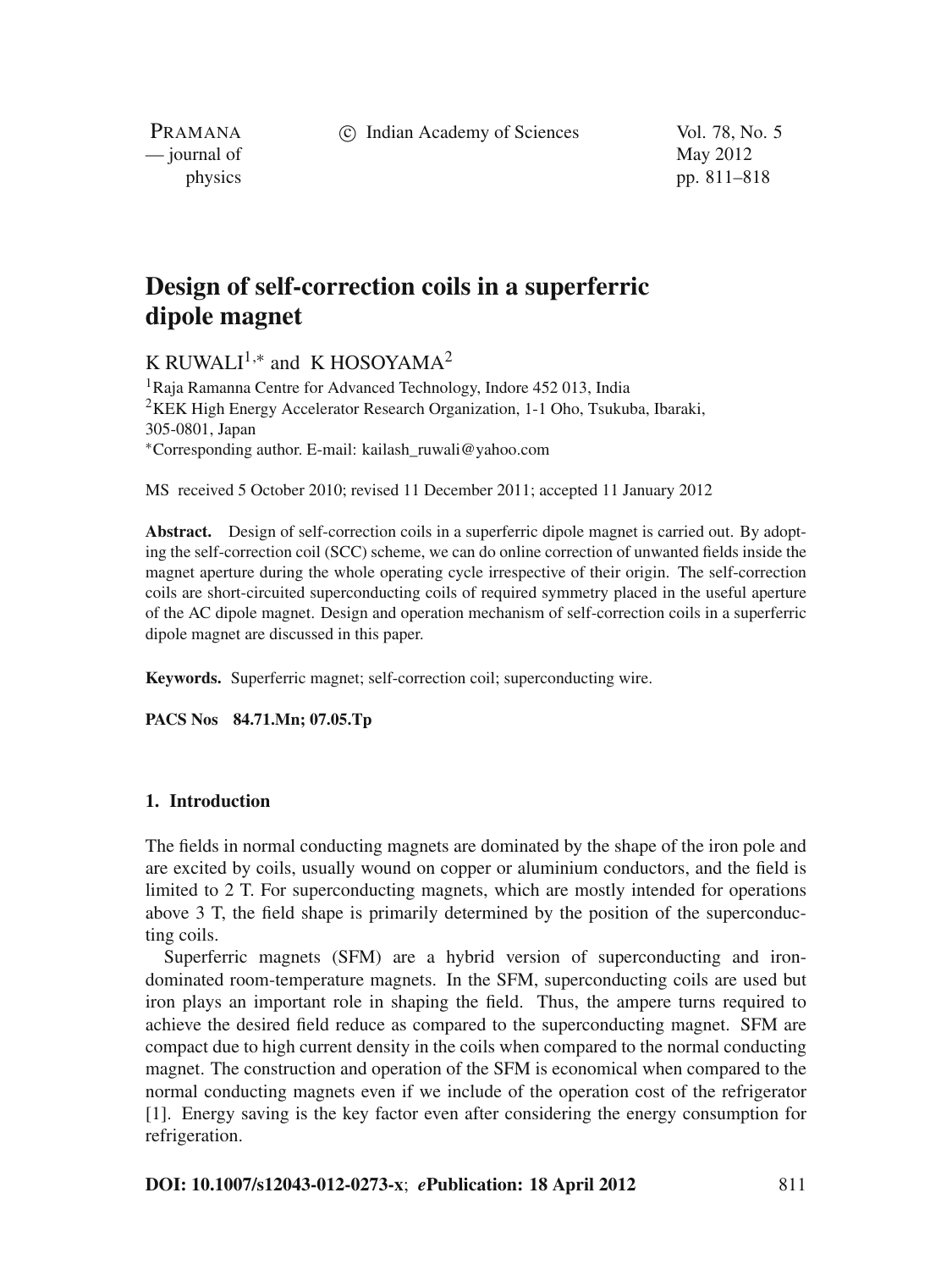# Design of self-correction coils in a superferric dipole magnet

K RUWALI[1,*] and K HOSOYAMA[2]

[1]Raja Ramanna Centre for Advanced Technology, Indore 452 013, India
[2]KEK High Energy Accelerator Research Organization, 1-1 Oho, Tsukuba, Ibaraki, 305-0801, Japan
[*]Corresponding author. E-mail: kailash_ruwali@yahoo.com

MS received 5 October 2010; revised 11 December 2011; accepted 11 January 2012

**Abstract.** Design of self-correction coils in a superferric dipole magnet is carried out. By adopting the self-correction coil (SCC) scheme, we can do online correction of unwanted fields inside the magnet aperture during the whole operating cycle irrespective of their origin. The self-correction coils are short-circuited superconducting coils of required symmetry placed in the useful aperture of the AC dipole magnet. Design and operation mechanism of self-correction coils in a superferric dipole magnet are discussed in this paper.

**Keywords.** Superferric magnet; self-correction coil; superconducting wire.

**PACS Nos 84.71.Mn; 07.05.Tp**

## 1. Introduction

The fields in normal conducting magnets are dominated by the shape of the iron pole and are excited by coils, usually wound on copper or aluminium conductors, and the field is limited to 2 T. For superconducting magnets, which are mostly intended for operations above 3 T, the field shape is primarily determined by the position of the superconducting coils.

Superferric magnets (SFM) are a hybrid version of superconducting and iron-dominated room-temperature magnets. In the SFM, superconducting coils are used but iron plays an important role in shaping the field. Thus, the ampere turns required to achieve the desired field reduce as compared to the superconducting magnet. SFM are compact due to high current density in the coils when compared to the normal conducting magnet. The construction and operation of the SFM is economical when compared to the normal conducting magnets even if we include of the operation cost of the refrigerator [1]. Energy saving is the key factor even after considering the energy consumption for refrigeration.

**DOI: 10.1007/s12043-012-0273-x**; ***e*Publication: 18 April 2012**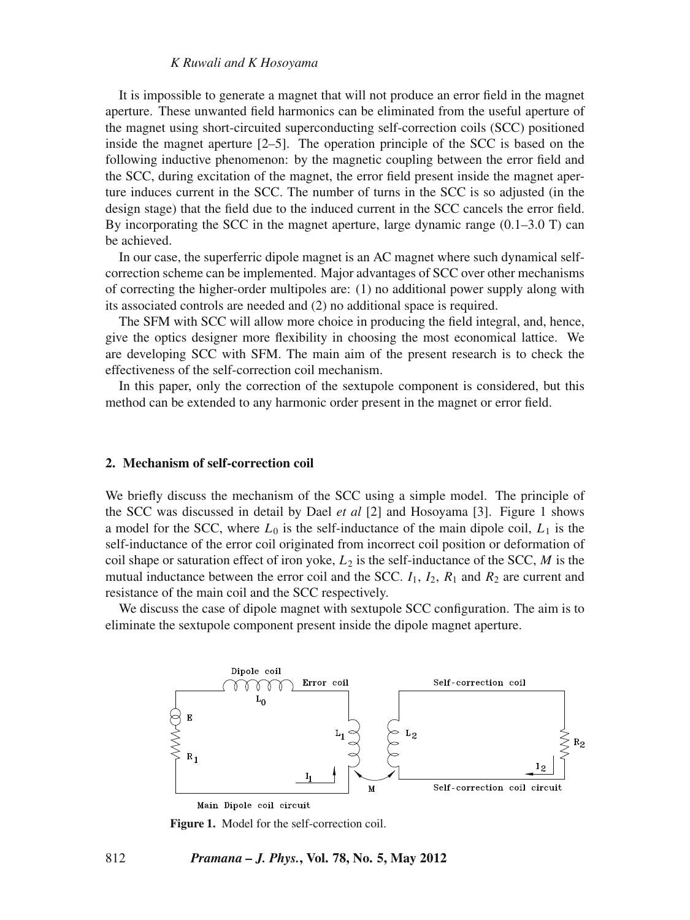It is impossible to generate a magnet that will not produce an error field in the magnet aperture. These unwanted field harmonics can be eliminated from the useful aperture of the magnet using short-circuited superconducting self-correction coils (SCC) positioned inside the magnet aperture [2–5]. The operation principle of the SCC is based on the following inductive phenomenon: by the magnetic coupling between the error field and the SCC, during excitation of the magnet, the error field present inside the magnet aperture induces current in the SCC. The number of turns in the SCC is so adjusted (in the design stage) that the field due to the induced current in the SCC cancels the error field. By incorporating the SCC in the magnet aperture, large dynamic range (0.1–3.0 T) can be achieved.

In our case, the superferric dipole magnet is an AC magnet where such dynamical self-correction scheme can be implemented. Major advantages of SCC over other mechanisms of correcting the higher-order multipoles are: (1) no additional power supply along with its associated controls are needed and (2) no additional space is required.

The SFM with SCC will allow more choice in producing the field integral, and, hence, give the optics designer more flexibility in choosing the most economical lattice. We are developing SCC with SFM. The main aim of the present research is to check the effectiveness of the self-correction coil mechanism.

In this paper, only the correction of the sextupole component is considered, but this method can be extended to any harmonic order present in the magnet or error field.

## 2. Mechanism of self-correction coil

We briefly discuss the mechanism of the SCC using a simple model. The principle of the SCC was discussed in detail by Dael *et al* [2] and Hosoyama [3]. Figure 1 shows a model for the SCC, where $L_0$ is the self-inductance of the main dipole coil, $L_1$ is the self-inductance of the error coil originated from incorrect coil position or deformation of coil shape or saturation effect of iron yoke, $L_2$ is the self-inductance of the SCC, $M$ is the mutual inductance between the error coil and the SCC. $I_1$, $I_2$, $R_1$ and $R_2$ are current and resistance of the main coil and the SCC respectively.

We discuss the case of dipole magnet with sextupole SCC configuration. The aim is to eliminate the sextupole component present inside the dipole magnet aperture.

**Figure 1.** Model for the self-correction coil.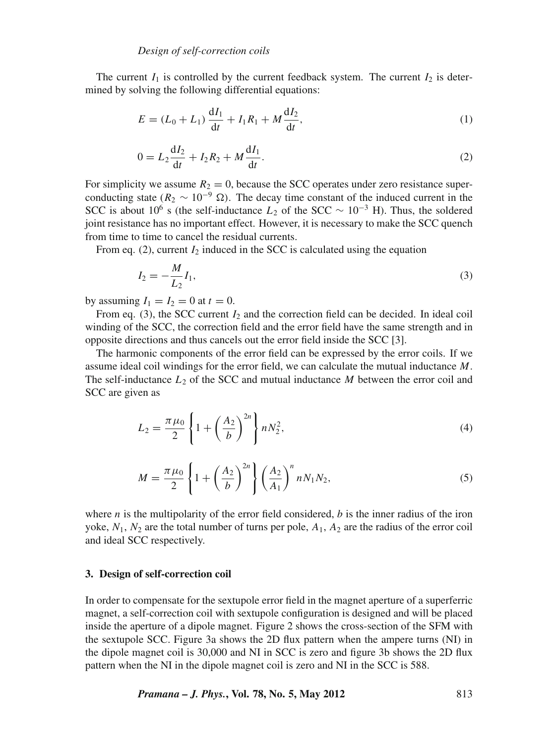The current $I_1$ is controlled by the current feedback system. The current $I_2$ is determined by solving the following differential equations:

$$E = (L_0 + L_1)\frac{\mathrm{d}I_1}{\mathrm{d}t} + I_1 R_1 + M\frac{\mathrm{d}I_2}{\mathrm{d}t}, \tag{1}$$

$$0 = L_2\frac{\mathrm{d}I_2}{\mathrm{d}t} + I_2 R_2 + M\frac{\mathrm{d}I_1}{\mathrm{d}t}. \tag{2}$$

For simplicity we assume $R_2 = 0$, because the SCC operates under zero resistance superconducting state ($R_2 \sim 10^{-9}\ \Omega$). The decay time constant of the induced current in the SCC is about $10^6$ s (the self-inductance $L_2$ of the SCC $\sim 10^{-3}$ H). Thus, the soldered joint resistance has no important effect. However, it is necessary to make the SCC quench from time to time to cancel the residual currents.

From eq. (2), current $I_2$ induced in the SCC is calculated using the equation

$$I_2 = -\frac{M}{L_2}I_1, \tag{3}$$

by assuming $I_1 = I_2 = 0$ at $t = 0$.

From eq. (3), the SCC current $I_2$ and the correction field can be decided. In ideal coil winding of the SCC, the correction field and the error field have the same strength and in opposite directions and thus cancels out the error field inside the SCC [3].

The harmonic components of the error field can be expressed by the error coils. If we assume ideal coil windings for the error field, we can calculate the mutual inductance $M$. The self-inductance $L_2$ of the SCC and mutual inductance $M$ between the error coil and SCC are given as

$$L_2 = \frac{\pi\mu_0}{2}\left\{1 + \left(\frac{A_2}{b}\right)^{2n}\right\} nN_2^2, \tag{4}$$

$$M = \frac{\pi\mu_0}{2}\left\{1 + \left(\frac{A_2}{b}\right)^{2n}\right\}\left(\frac{A_2}{A_1}\right)^{n} nN_1N_2, \tag{5}$$

where $n$ is the multipolarity of the error field considered, $b$ is the inner radius of the iron yoke, $N_1$, $N_2$ are the total number of turns per pole, $A_1$, $A_2$ are the radius of the error coil and ideal SCC respectively.

## 3. Design of self-correction coil

In order to compensate for the sextupole error field in the magnet aperture of a superferric magnet, a self-correction coil with sextupole configuration is designed and will be placed inside the aperture of a dipole magnet. Figure 2 shows the cross-section of the SFM with the sextupole SCC. Figure 3a shows the 2D flux pattern when the ampere turns (NI) in the dipole magnet coil is 30,000 and NI in SCC is zero and figure 3b shows the 2D flux pattern when the NI in the dipole magnet coil is zero and NI in the SCC is 588.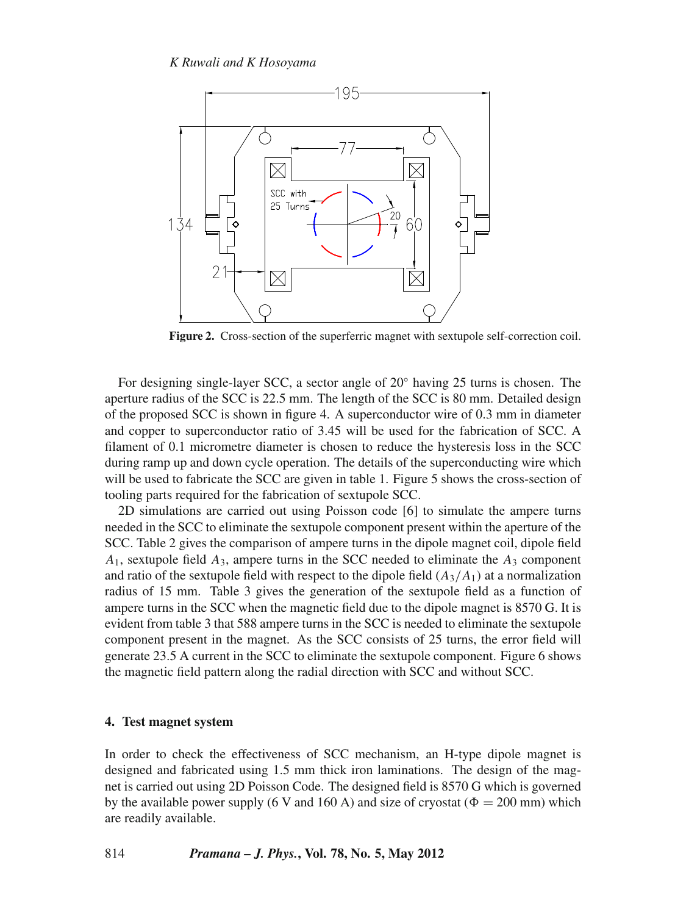**Figure 2.** Cross-section of the superferric magnet with sextupole self-correction coil.

For designing single-layer SCC, a sector angle of 20° having 25 turns is chosen. The aperture radius of the SCC is 22.5 mm. The length of the SCC is 80 mm. Detailed design of the proposed SCC is shown in figure 4. A superconductor wire of 0.3 mm in diameter and copper to superconductor ratio of 3.45 will be used for the fabrication of SCC. A filament of 0.1 micrometre diameter is chosen to reduce the hysteresis loss in the SCC during ramp up and down cycle operation. The details of the superconducting wire which will be used to fabricate the SCC are given in table 1. Figure 5 shows the cross-section of tooling parts required for the fabrication of sextupole SCC.

2D simulations are carried out using Poisson code [6] to simulate the ampere turns needed in the SCC to eliminate the sextupole component present within the aperture of the SCC. Table 2 gives the comparison of ampere turns in the dipole magnet coil, dipole field $A_1$, sextupole field $A_3$, ampere turns in the SCC needed to eliminate the $A_3$ component and ratio of the sextupole field with respect to the dipole field ($A_3/A_1$) at a normalization radius of 15 mm. Table 3 gives the generation of the sextupole field as a function of ampere turns in the SCC when the magnetic field due to the dipole magnet is 8570 G. It is evident from table 3 that 588 ampere turns in the SCC is needed to eliminate the sextupole component present in the magnet. As the SCC consists of 25 turns, the error field will generate 23.5 A current in the SCC to eliminate the sextupole component. Figure 6 shows the magnetic field pattern along the radial direction with SCC and without SCC.

## 4. Test magnet system

In order to check the effectiveness of SCC mechanism, an H-type dipole magnet is designed and fabricated using 1.5 mm thick iron laminations. The design of the magnet is carried out using 2D Poisson Code. The designed field is 8570 G which is governed by the available power supply (6 V and 160 A) and size of cryostat ($\Phi = 200$ mm) which are readily available.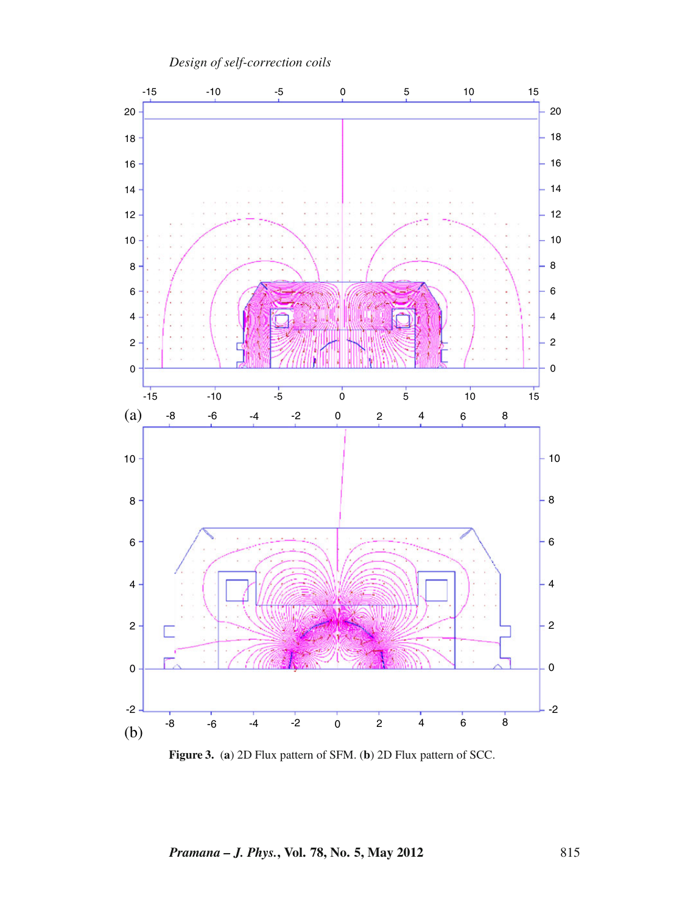**Figure 3.** (**a**) 2D Flux pattern of SFM. (**b**) 2D Flux pattern of SCC.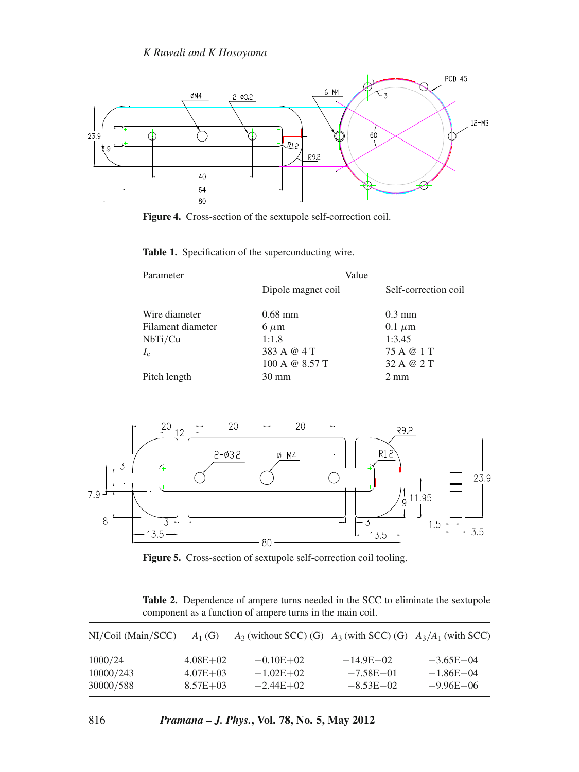**Figure 4.** Cross-section of the sextupole self-correction coil.

**Table 1.** Specification of the superconducting wire.

| Parameter | Value | |
|---|---|---|
| | Dipole magnet coil | Self-correction coil |
| Wire diameter | 0.68 mm | 0.3 mm |
| Filament diameter | 6 $\mu$m | 0.1 $\mu$m |
| NbTi/Cu | 1:1.8 | 1:3.45 |
| $I_c$ | 383 A @ 4 T | 75 A @ 1 T |
| | 100 A @ 8.57 T | 32 A @ 2 T |
| Pitch length | 30 mm | 2 mm |

**Figure 5.** Cross-section of sextupole self-correction coil tooling.

**Table 2.** Dependence of ampere turns needed in the SCC to eliminate the sextupole component as a function of ampere turns in the main coil.

| NI/Coil (Main/SCC) | $A_1$ (G) | $A_3$ (without SCC) (G) | $A_3$ (with SCC) (G) | $A_3/A_1$ (with SCC) |
|---|---|---|---|---|
| 1000/24 | 4.08E+02 | −0.10E+02 | −14.9E−02 | −3.65E−04 |
| 10000/243 | 4.07E+03 | −1.02E+02 | −7.58E−01 | −1.86E−04 |
| 30000/588 | 8.57E+03 | −2.44E+02 | −8.53E−02 | −9.96E−06 |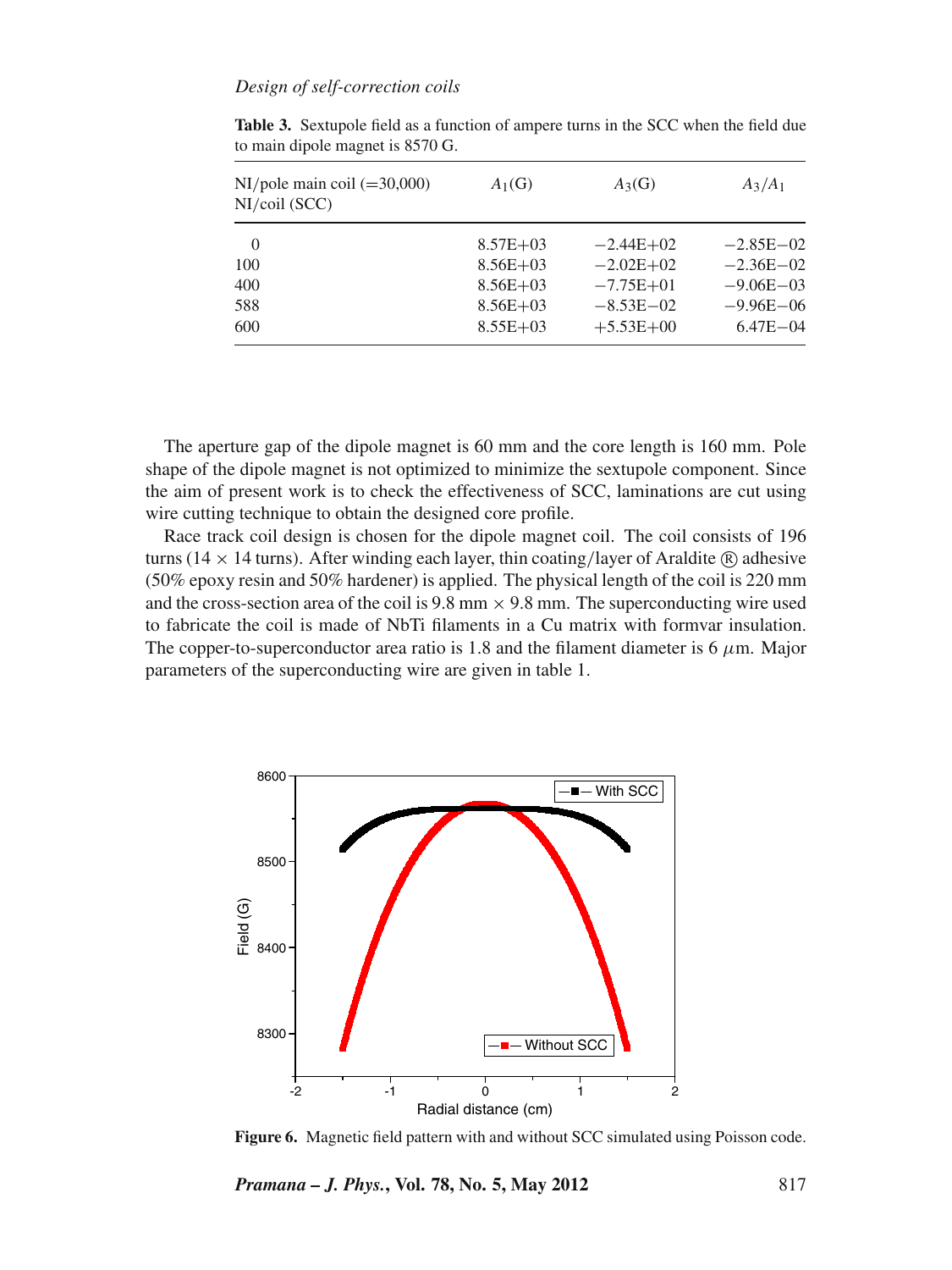**Table 3.** Sextupole field as a function of ampere turns in the SCC when the field due to main dipole magnet is 8570 G.

| NI/pole main coil (=30,000) NI/coil (SCC) | $A_1$(G) | $A_3$(G) | $A_3/A_1$ |
|---|---|---|---|
| 0 | 8.57E+03 | −2.44E+02 | −2.85E−02 |
| 100 | 8.56E+03 | −2.02E+02 | −2.36E−02 |
| 400 | 8.56E+03 | −7.75E+01 | −9.06E−03 |
| 588 | 8.56E+03 | −8.53E−02 | −9.96E−06 |
| 600 | 8.55E+03 | +5.53E+00 | 6.47E−04 |

The aperture gap of the dipole magnet is 60 mm and the core length is 160 mm. Pole shape of the dipole magnet is not optimized to minimize the sextupole component. Since the aim of present work is to check the effectiveness of SCC, laminations are cut using wire cutting technique to obtain the designed core profile.

Race track coil design is chosen for the dipole magnet coil. The coil consists of 196 turns (14 × 14 turns). After winding each layer, thin coating/layer of Araldite ® adhesive (50% epoxy resin and 50% hardener) is applied. The physical length of the coil is 220 mm and the cross-section area of the coil is 9.8 mm × 9.8 mm. The superconducting wire used to fabricate the coil is made of NbTi filaments in a Cu matrix with formvar insulation. The copper-to-superconductor area ratio is 1.8 and the filament diameter is 6 $\mu$m. Major parameters of the superconducting wire are given in table 1.

**Figure 6.** Magnetic field pattern with and without SCC simulated using Poisson code.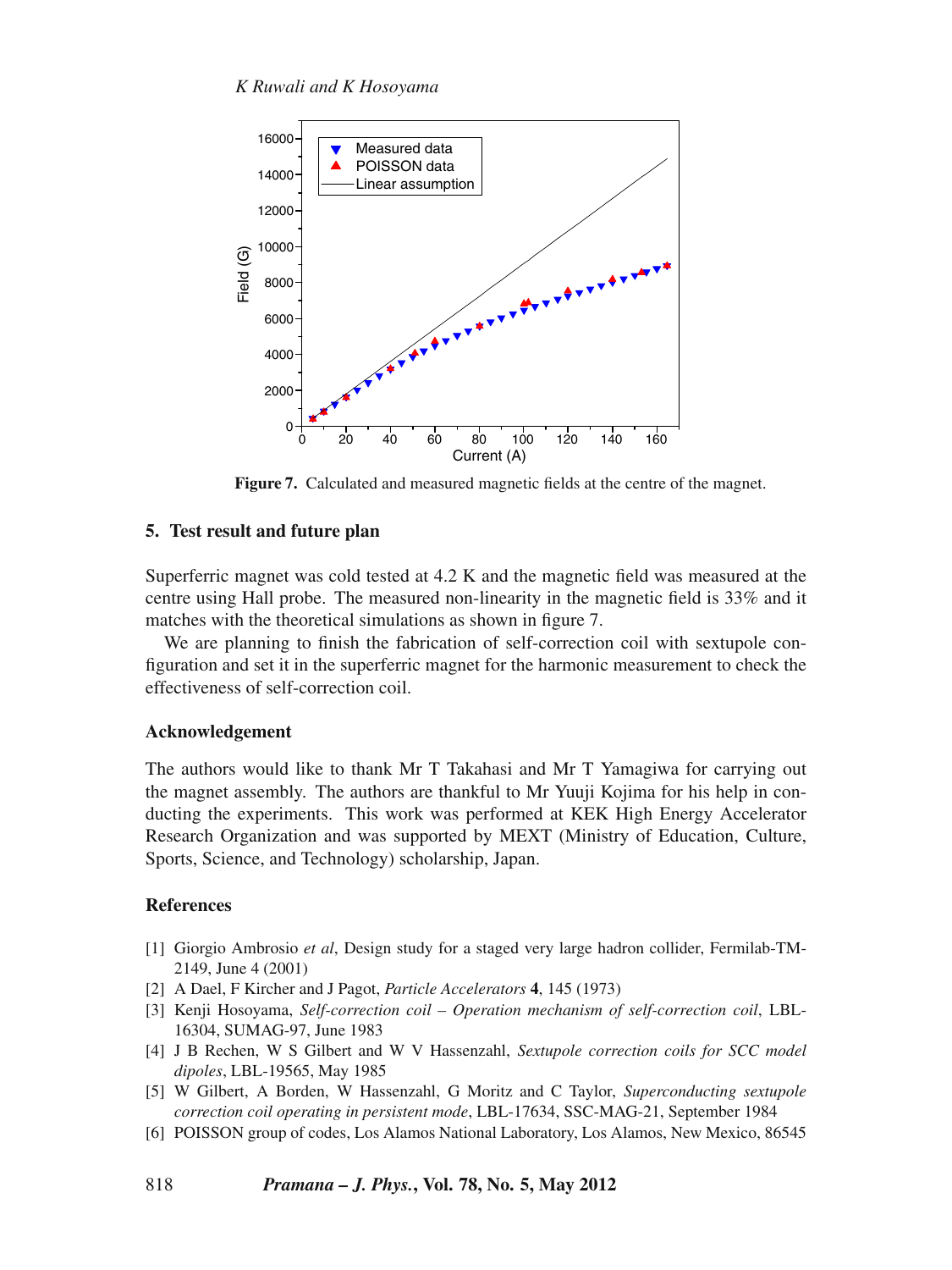Field (G)

16000
14000
12000
10000
8000
6000
4000
2000
0

0 20 40 60 80 100 120 140 160

Current (A)

Measured data
POISSON data
Linear assumption

**Figure 7.** Calculated and measured magnetic fields at the centre of the magnet.

## 5. Test result and future plan

Superferric magnet was cold tested at 4.2 K and the magnetic field was measured at the centre using Hall probe. The measured non-linearity in the magnetic field is 33% and it matches with the theoretical simulations as shown in figure 7.

We are planning to finish the fabrication of self-correction coil with sextupole configuration and set it in the superferric magnet for the harmonic measurement to check the effectiveness of self-correction coil.

## Acknowledgement

The authors would like to thank Mr T Takahasi and Mr T Yamagiwa for carrying out the magnet assembly. The authors are thankful to Mr Yuuji Kojima for his help in conducting the experiments. This work was performed at KEK High Energy Accelerator Research Organization and was supported by MEXT (Ministry of Education, Culture, Sports, Science, and Technology) scholarship, Japan.

## References

[1] Giorgio Ambrosio *et al*, Design study for a staged very large hadron collider, Fermilab-TM-2149, June 4 (2001)

[2] A Dael, F Kircher and J Pagot, *Particle Accelerators* **4**, 145 (1973)

[3] Kenji Hosoyama, *Self-correction coil – Operation mechanism of self-correction coil*, LBL-16304, SUMAG-97, June 1983

[4] J B Rechen, W S Gilbert and W V Hassenzahl, *Sextupole correction coils for SCC model dipoles*, LBL-19565, May 1985

[5] W Gilbert, A Borden, W Hassenzahl, G Moritz and C Taylor, *Superconducting sextupole correction coil operating in persistent mode*, LBL-17634, SSC-MAG-21, September 1984

[6] POISSON group of codes, Los Alamos National Laboratory, Los Alamos, New Mexico, 86545